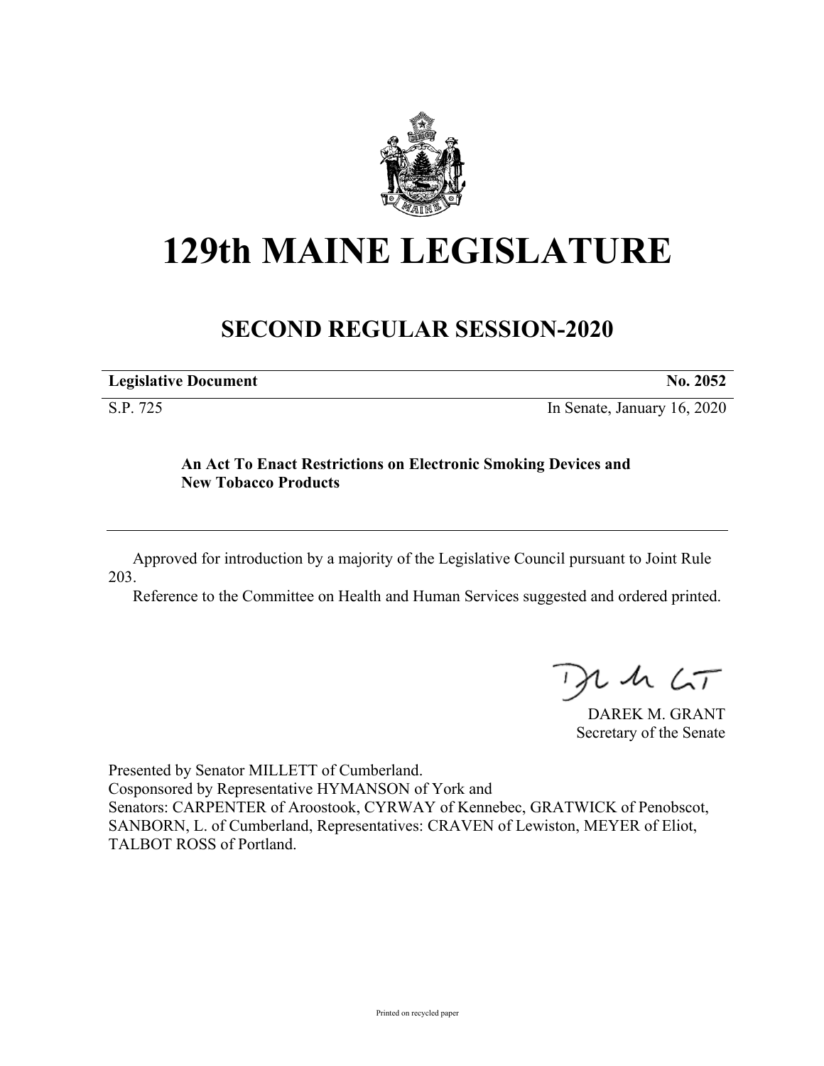# 129th MAINE LEGISLATURE

## SECOND REGULAR SESSION-2020

| **Legislative Document** | **No. 2052** |
|---|---|
| S.P. 725 | In Senate, January 16, 2020 |

**An Act To Enact Restrictions on Electronic Smoking Devices and New Tobacco Products**

Approved for introduction by a majority of the Legislative Council pursuant to Joint Rule 203.

Reference to the Committee on Health and Human Services suggested and ordered printed.

DAREK M. GRANT
Secretary of the Senate

Presented by Senator MILLETT of Cumberland.
Cosponsored by Representative HYMANSON of York and
Senators: CARPENTER of Aroostook, CYRWAY of Kennebec, GRATWICK of Penobscot, SANBORN, L. of Cumberland, Representatives: CRAVEN of Lewiston, MEYER of Eliot, TALBOT ROSS of Portland.

Printed on recycled paper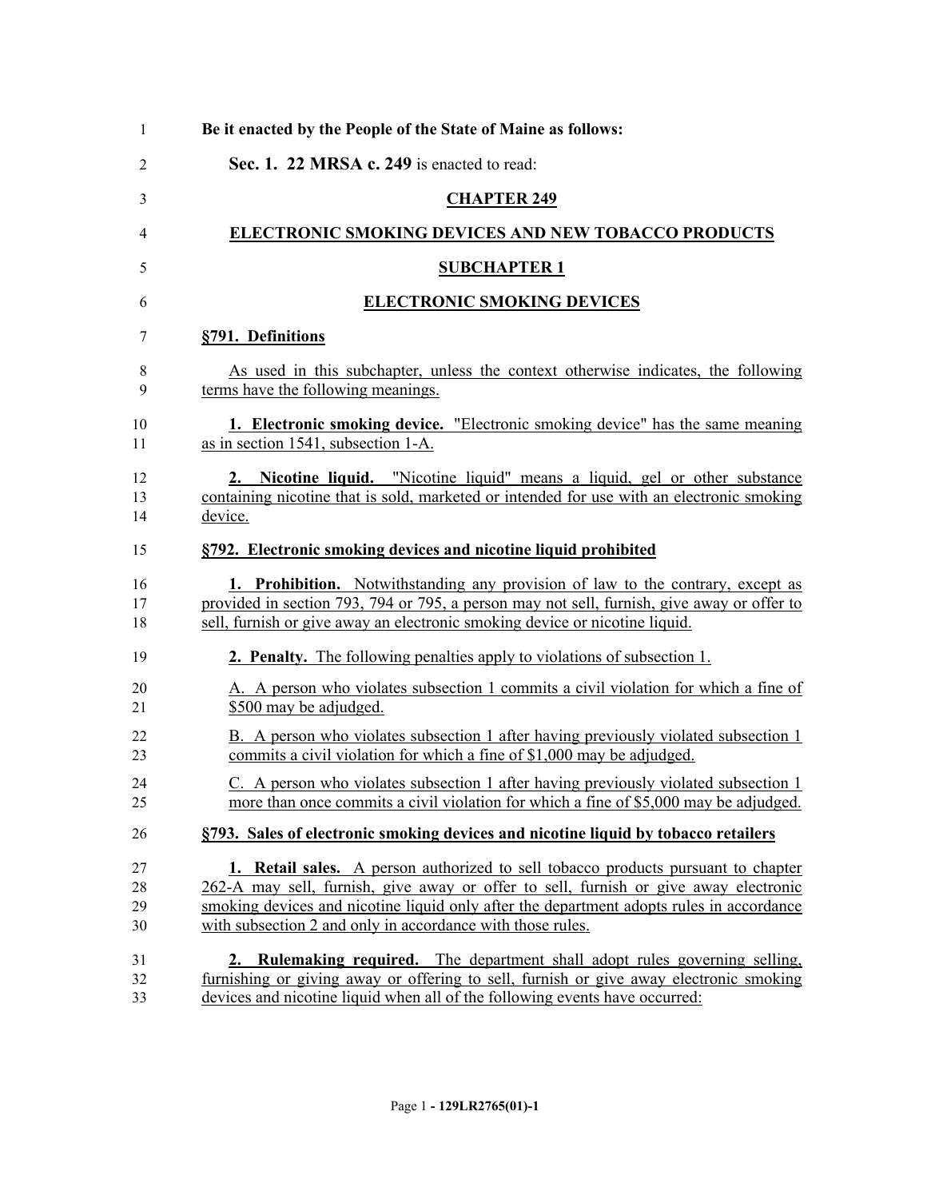**Be it enacted by the People of the State of Maine as follows:**

**Sec. 1. 22 MRSA c. 249** is enacted to read:

## CHAPTER 249

## ELECTRONIC SMOKING DEVICES AND NEW TOBACCO PRODUCTS

### SUBCHAPTER 1

### ELECTRONIC SMOKING DEVICES

**§791. Definitions**

As used in this subchapter, unless the context otherwise indicates, the following terms have the following meanings.

**1. Electronic smoking device.** "Electronic smoking device" has the same meaning as in section 1541, subsection 1-A.

**2. Nicotine liquid.** "Nicotine liquid" means a liquid, gel or other substance containing nicotine that is sold, marketed or intended for use with an electronic smoking device.

**§792. Electronic smoking devices and nicotine liquid prohibited**

**1. Prohibition.** Notwithstanding any provision of law to the contrary, except as provided in section 793, 794 or 795, a person may not sell, furnish, give away or offer to sell, furnish or give away an electronic smoking device or nicotine liquid.

**2. Penalty.** The following penalties apply to violations of subsection 1.

A. A person who violates subsection 1 commits a civil violation for which a fine of $500 may be adjudged.

B. A person who violates subsection 1 after having previously violated subsection 1 commits a civil violation for which a fine of $1,000 may be adjudged.

C. A person who violates subsection 1 after having previously violated subsection 1 more than once commits a civil violation for which a fine of $5,000 may be adjudged.

**§793. Sales of electronic smoking devices and nicotine liquid by tobacco retailers**

**1. Retail sales.** A person authorized to sell tobacco products pursuant to chapter 262-A may sell, furnish, give away or offer to sell, furnish or give away electronic smoking devices and nicotine liquid only after the department adopts rules in accordance with subsection 2 and only in accordance with those rules.

**2. Rulemaking required.** The department shall adopt rules governing selling, furnishing or giving away or offering to sell, furnish or give away electronic smoking devices and nicotine liquid when all of the following events have occurred: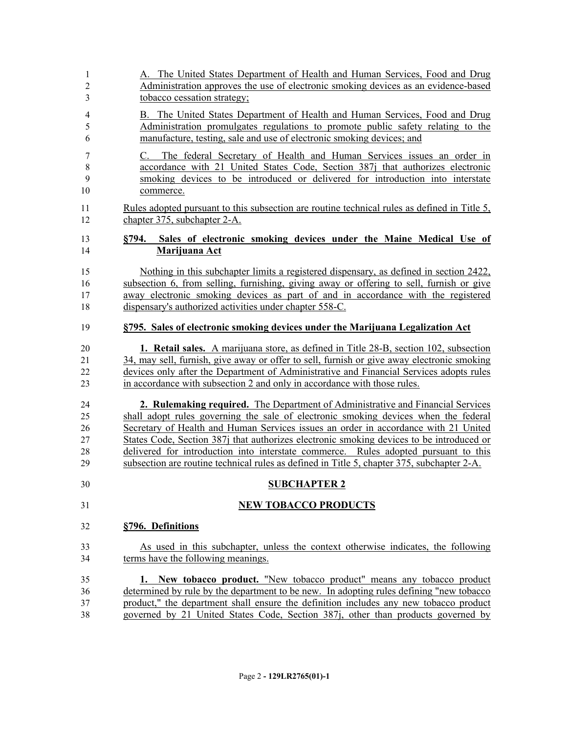A. The United States Department of Health and Human Services, Food and Drug Administration approves the use of electronic smoking devices as an evidence-based tobacco cessation strategy;

B. The United States Department of Health and Human Services, Food and Drug Administration promulgates regulations to promote public safety relating to the manufacture, testing, sale and use of electronic smoking devices; and

C. The federal Secretary of Health and Human Services issues an order in accordance with 21 United States Code, Section 387j that authorizes electronic smoking devices to be introduced or delivered for introduction into interstate commerce.

Rules adopted pursuant to this subsection are routine technical rules as defined in Title 5, chapter 375, subchapter 2-A.

**§794. Sales of electronic smoking devices under the Maine Medical Use of Marijuana Act**

Nothing in this subchapter limits a registered dispensary, as defined in section 2422, subsection 6, from selling, furnishing, giving away or offering to sell, furnish or give away electronic smoking devices as part of and in accordance with the registered dispensary's authorized activities under chapter 558-C.

**§795. Sales of electronic smoking devices under the Marijuana Legalization Act**

**1. Retail sales.** A marijuana store, as defined in Title 28-B, section 102, subsection 34, may sell, furnish, give away or offer to sell, furnish or give away electronic smoking devices only after the Department of Administrative and Financial Services adopts rules in accordance with subsection 2 and only in accordance with those rules.

**2. Rulemaking required.** The Department of Administrative and Financial Services shall adopt rules governing the sale of electronic smoking devices when the federal Secretary of Health and Human Services issues an order in accordance with 21 United States Code, Section 387j that authorizes electronic smoking devices to be introduced or delivered for introduction into interstate commerce. Rules adopted pursuant to this subsection are routine technical rules as defined in Title 5, chapter 375, subchapter 2-A.

**SUBCHAPTER 2**

**NEW TOBACCO PRODUCTS**

**§796. Definitions**

As used in this subchapter, unless the context otherwise indicates, the following terms have the following meanings.

**1. New tobacco product.** "New tobacco product" means any tobacco product determined by rule by the department to be new. In adopting rules defining "new tobacco product," the department shall ensure the definition includes any new tobacco product governed by 21 United States Code, Section 387j, other than products governed by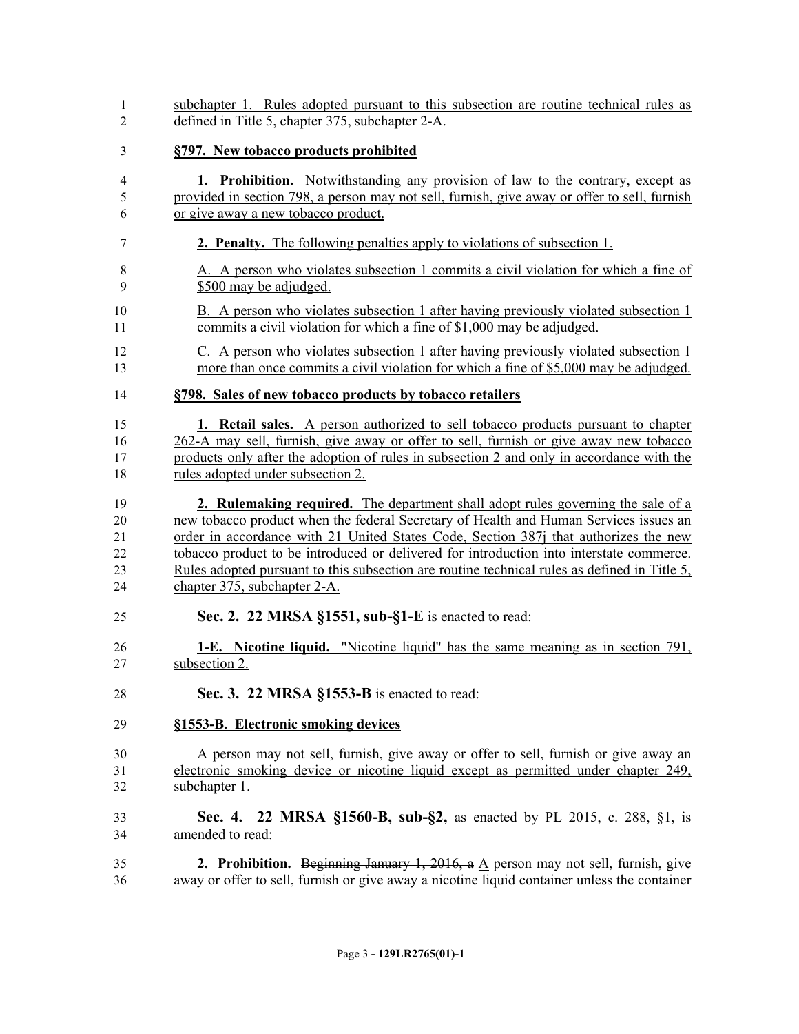subchapter 1. Rules adopted pursuant to this subsection are routine technical rules as defined in Title 5, chapter 375, subchapter 2-A.

**§797. New tobacco products prohibited**

**1. Prohibition.** Notwithstanding any provision of law to the contrary, except as provided in section 798, a person may not sell, furnish, give away or offer to sell, furnish or give away a new tobacco product.

**2. Penalty.** The following penalties apply to violations of subsection 1.

A. A person who violates subsection 1 commits a civil violation for which a fine of $500 may be adjudged.

B. A person who violates subsection 1 after having previously violated subsection 1 commits a civil violation for which a fine of $1,000 may be adjudged.

C. A person who violates subsection 1 after having previously violated subsection 1 more than once commits a civil violation for which a fine of $5,000 may be adjudged.

**§798. Sales of new tobacco products by tobacco retailers**

**1. Retail sales.** A person authorized to sell tobacco products pursuant to chapter 262-A may sell, furnish, give away or offer to sell, furnish or give away new tobacco products only after the adoption of rules in subsection 2 and only in accordance with the rules adopted under subsection 2.

**2. Rulemaking required.** The department shall adopt rules governing the sale of a new tobacco product when the federal Secretary of Health and Human Services issues an order in accordance with 21 United States Code, Section 387j that authorizes the new tobacco product to be introduced or delivered for introduction into interstate commerce. Rules adopted pursuant to this subsection are routine technical rules as defined in Title 5, chapter 375, subchapter 2-A.

**Sec. 2. 22 MRSA §1551, sub-§1-E** is enacted to read:

**1-E. Nicotine liquid.** "Nicotine liquid" has the same meaning as in section 791, subsection 2.

**Sec. 3. 22 MRSA §1553-B** is enacted to read:

**§1553-B. Electronic smoking devices**

A person may not sell, furnish, give away or offer to sell, furnish or give away an electronic smoking device or nicotine liquid except as permitted under chapter 249, subchapter 1.

**Sec. 4. 22 MRSA §1560-B, sub-§2,** as enacted by PL 2015, c. 288, §1, is amended to read:

**2. Prohibition.** ~~Beginning January 1, 2016, a~~ A person may not sell, furnish, give away or offer to sell, furnish or give away a nicotine liquid container unless the container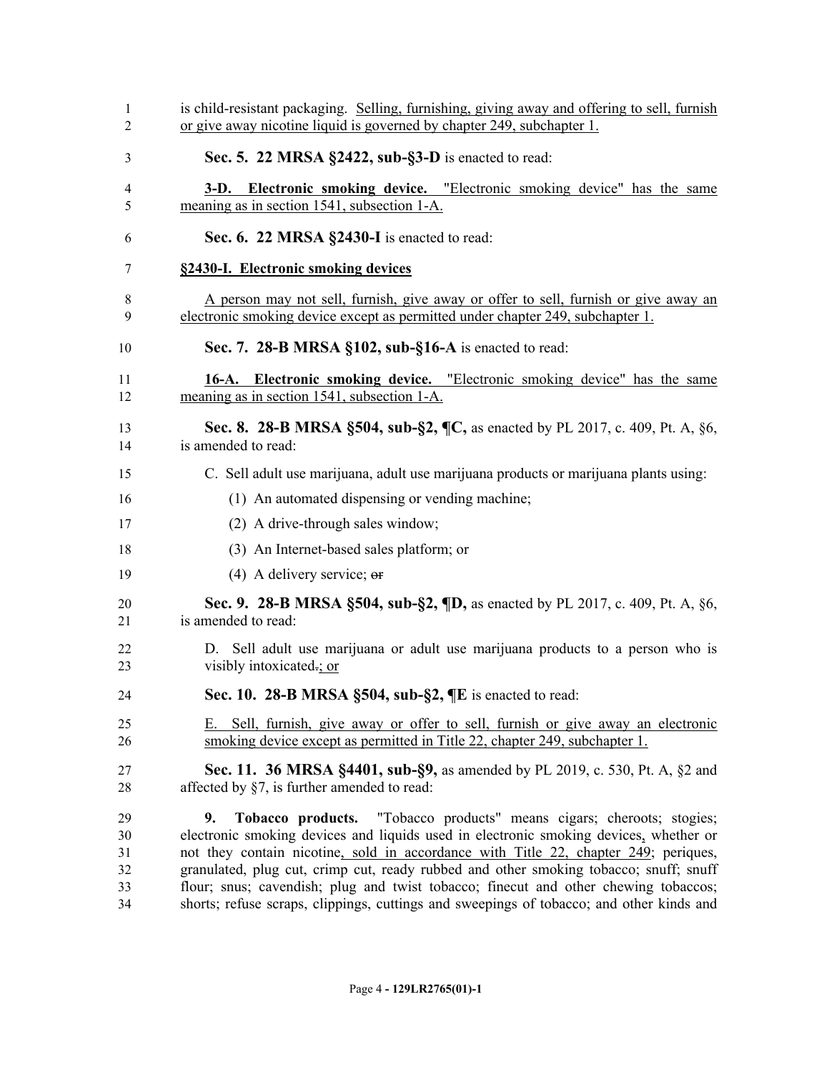is child-resistant packaging. Selling, furnishing, giving away and offering to sell, furnish or give away nicotine liquid is governed by chapter 249, subchapter 1.

**Sec. 5. 22 MRSA §2422, sub-§3-D** is enacted to read:

**3-D. Electronic smoking device.** "Electronic smoking device" has the same meaning as in section 1541, subsection 1-A.

**Sec. 6. 22 MRSA §2430-I** is enacted to read:

**§2430-I. Electronic smoking devices**

A person may not sell, furnish, give away or offer to sell, furnish or give away an electronic smoking device except as permitted under chapter 249, subchapter 1.

**Sec. 7. 28-B MRSA §102, sub-§16-A** is enacted to read:

**16-A. Electronic smoking device.** "Electronic smoking device" has the same meaning as in section 1541, subsection 1-A.

**Sec. 8. 28-B MRSA §504, sub-§2, ¶C,** as enacted by PL 2017, c. 409, Pt. A, §6, is amended to read:

C. Sell adult use marijuana, adult use marijuana products or marijuana plants using:

(1) An automated dispensing or vending machine;

(2) A drive-through sales window;

(3) An Internet-based sales platform; or

(4) A delivery service; ~~or~~

**Sec. 9. 28-B MRSA §504, sub-§2, ¶D,** as enacted by PL 2017, c. 409, Pt. A, §6, is amended to read:

D. Sell adult use marijuana or adult use marijuana products to a person who is visibly intoxicated~~.~~; or

**Sec. 10. 28-B MRSA §504, sub-§2, ¶E** is enacted to read:

E. Sell, furnish, give away or offer to sell, furnish or give away an electronic smoking device except as permitted in Title 22, chapter 249, subchapter 1.

**Sec. 11. 36 MRSA §4401, sub-§9,** as amended by PL 2019, c. 530, Pt. A, §2 and affected by §7, is further amended to read:

**9. Tobacco products.** "Tobacco products" means cigars; cheroots; stogies; electronic smoking devices and liquids used in electronic smoking devices, whether or not they contain nicotine, sold in accordance with Title 22, chapter 249; periques, granulated, plug cut, crimp cut, ready rubbed and other smoking tobacco; snuff; snuff flour; snus; cavendish; plug and twist tobacco; finecut and other chewing tobaccos; shorts; refuse scraps, clippings, cuttings and sweepings of tobacco; and other kinds and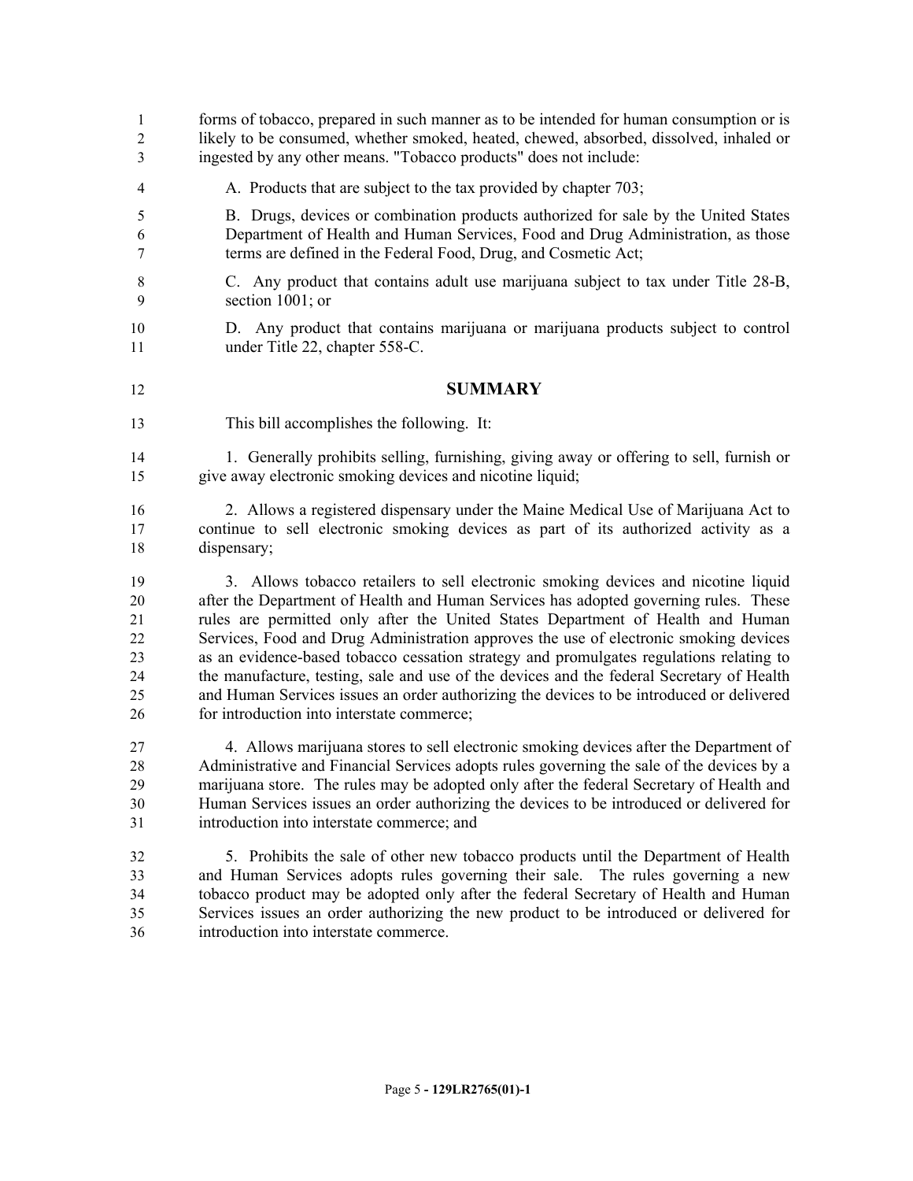forms of tobacco, prepared in such manner as to be intended for human consumption or is likely to be consumed, whether smoked, heated, chewed, absorbed, dissolved, inhaled or ingested by any other means. "Tobacco products" does not include:

A. Products that are subject to the tax provided by chapter 703;

B. Drugs, devices or combination products authorized for sale by the United States Department of Health and Human Services, Food and Drug Administration, as those terms are defined in the Federal Food, Drug, and Cosmetic Act;

C. Any product that contains adult use marijuana subject to tax under Title 28-B, section 1001; or

D. Any product that contains marijuana or marijuana products subject to control under Title 22, chapter 558-C.

## SUMMARY

This bill accomplishes the following. It:

1. Generally prohibits selling, furnishing, giving away or offering to sell, furnish or give away electronic smoking devices and nicotine liquid;

2. Allows a registered dispensary under the Maine Medical Use of Marijuana Act to continue to sell electronic smoking devices as part of its authorized activity as a dispensary;

3. Allows tobacco retailers to sell electronic smoking devices and nicotine liquid after the Department of Health and Human Services has adopted governing rules. These rules are permitted only after the United States Department of Health and Human Services, Food and Drug Administration approves the use of electronic smoking devices as an evidence-based tobacco cessation strategy and promulgates regulations relating to the manufacture, testing, sale and use of the devices and the federal Secretary of Health and Human Services issues an order authorizing the devices to be introduced or delivered for introduction into interstate commerce;

4. Allows marijuana stores to sell electronic smoking devices after the Department of Administrative and Financial Services adopts rules governing the sale of the devices by a marijuana store. The rules may be adopted only after the federal Secretary of Health and Human Services issues an order authorizing the devices to be introduced or delivered for introduction into interstate commerce; and

5. Prohibits the sale of other new tobacco products until the Department of Health and Human Services adopts rules governing their sale. The rules governing a new tobacco product may be adopted only after the federal Secretary of Health and Human Services issues an order authorizing the new product to be introduced or delivered for introduction into interstate commerce.